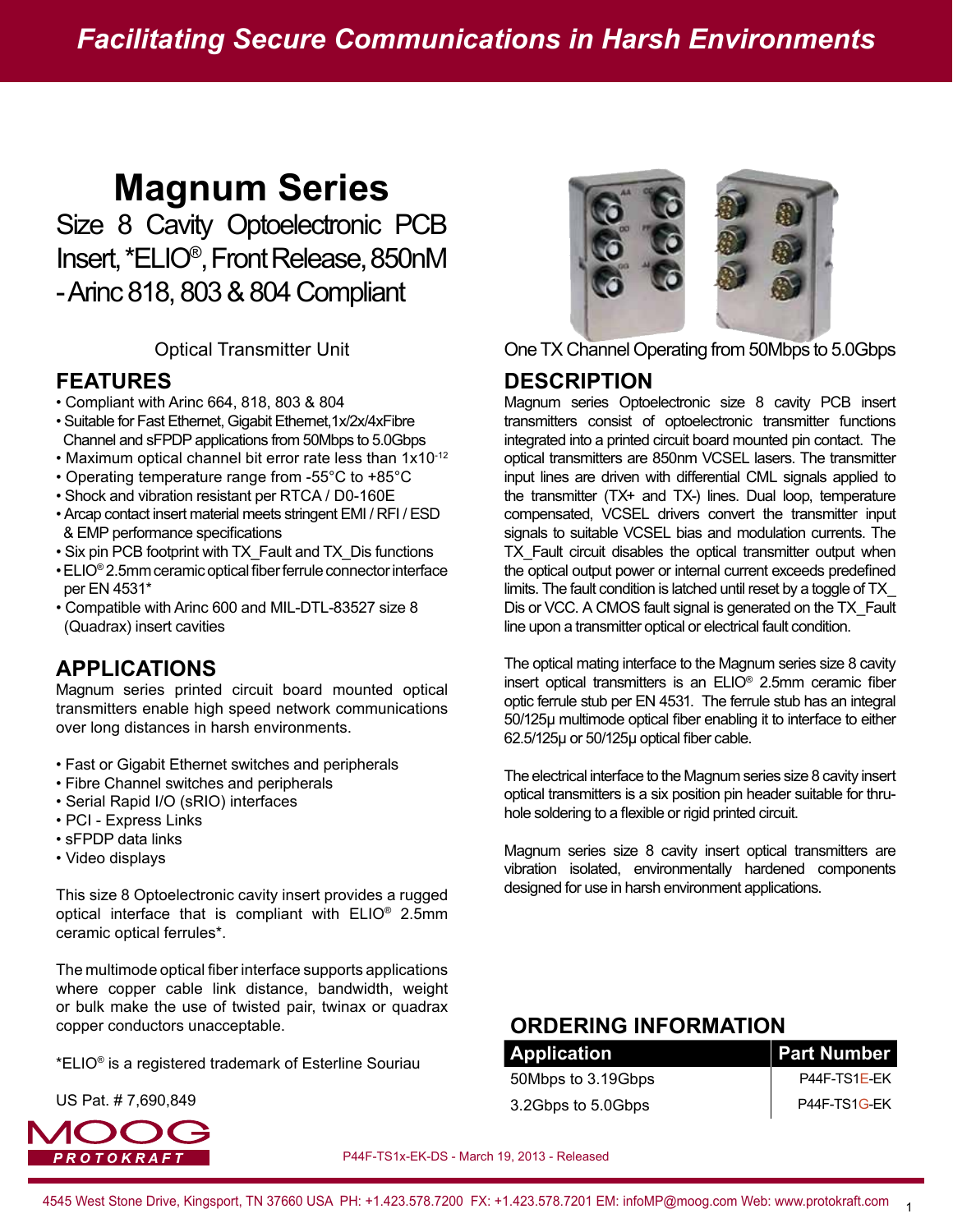# Facilitating Secure Communications in Harsh Environments

# Magnum Series

## Size 8 Cavity Optoelectronic PCB Insert, *ELIO®, Front Release, 850nM - Arinc 818, 803 & 804 Compliant

Optical Transmitter Unit

One TX Channel Operating from 50Mbps to 5.0Gbps

## FEATURES

- Compliant with Arinc 664, 818, 803 & 804
- Suitable for Fast Ethernet, Gigabit Ethernet,1x/2x/4xFibre Channel and sFPDP applications from 50Mbps to 5.0Gbps
- Maximum optical channel bit error rate less than $1x10^{-12}$
- Operating temperature range from -55°C to +85°C
- Shock and vibration resistant per RTCA / D0-160E
- Arcap contact insert material meets stringent EMI / RFI / ESD & EMP performance specifications
- Six pin PCB footprint with TX_Fault and TX_Dis functions
- ELIO® 2.5mm ceramic optical fiber ferrule connector interface per EN 4531*
- Compatible with Arinc 600 and MIL-DTL-83527 size 8 (Quadrax) insert cavities

## APPLICATIONS

Magnum series printed circuit board mounted optical transmitters enable high speed network communications over long distances in harsh environments.

- Fast or Gigabit Ethernet switches and peripherals
- Fibre Channel switches and peripherals
- Serial Rapid I/O (sRIO) interfaces
- PCI - Express Links
- sFPDP data links
- Video displays

This size 8 Optoelectronic cavity insert provides a rugged optical interface that is compliant with ELIO® 2.5mm ceramic optical ferrules*.

The multimode optical fiber interface supports applications where copper cable link distance, bandwidth, weight or bulk make the use of twisted pair, twinax or quadrax copper conductors unacceptable.

*ELIO® is a registered trademark of Esterline Souriau

US Pat. # 7,690,849

## DESCRIPTION

Magnum series Optoelectronic size 8 cavity PCB insert transmitters consist of optoelectronic transmitter functions integrated into a printed circuit board mounted pin contact. The optical transmitters are 850nm VCSEL lasers. The transmitter input lines are driven with differential CML signals applied to the transmitter (TX+ and TX-) lines. Dual loop, temperature compensated, VCSEL drivers convert the transmitter input signals to suitable VCSEL bias and modulation currents. The TX_Fault circuit disables the optical transmitter output when the optical output power or internal current exceeds predefined limits. The fault condition is latched until reset by a toggle of TX_Dis or VCC. A CMOS fault signal is generated on the TX_Fault line upon a transmitter optical or electrical fault condition.

The optical mating interface to the Magnum series size 8 cavity insert optical transmitters is an ELIO® 2.5mm ceramic fiber optic ferrule stub per EN 4531. The ferrule stub has an integral 50/125µ multimode optical fiber enabling it to interface to either 62.5/125µ or 50/125µ optical fiber cable.

The electrical interface to the Magnum series size 8 cavity insert optical transmitters is a six position pin header suitable for thru-hole soldering to a flexible or rigid printed circuit.

Magnum series size 8 cavity insert optical transmitters are vibration isolated, environmentally hardened components designed for use in harsh environment applications.

## ORDERING INFORMATION

| Application | Part Number |
|---|---|
| 50Mbps to 3.19Gbps | P44F-TS1E-EK |
| 3.2Gbps to 5.0Gbps | P44F-TS1G-EK |

MOOG PROTOKRAFT

P44F-TS1x-EK-DS - March 19, 2013 - Released

4545 West Stone Drive, Kingsport, TN 37660 USA PH: +1.423.578.7200 FX: +1.423.578.7201 EM: infoMP@moog.com Web: www.protokraft.com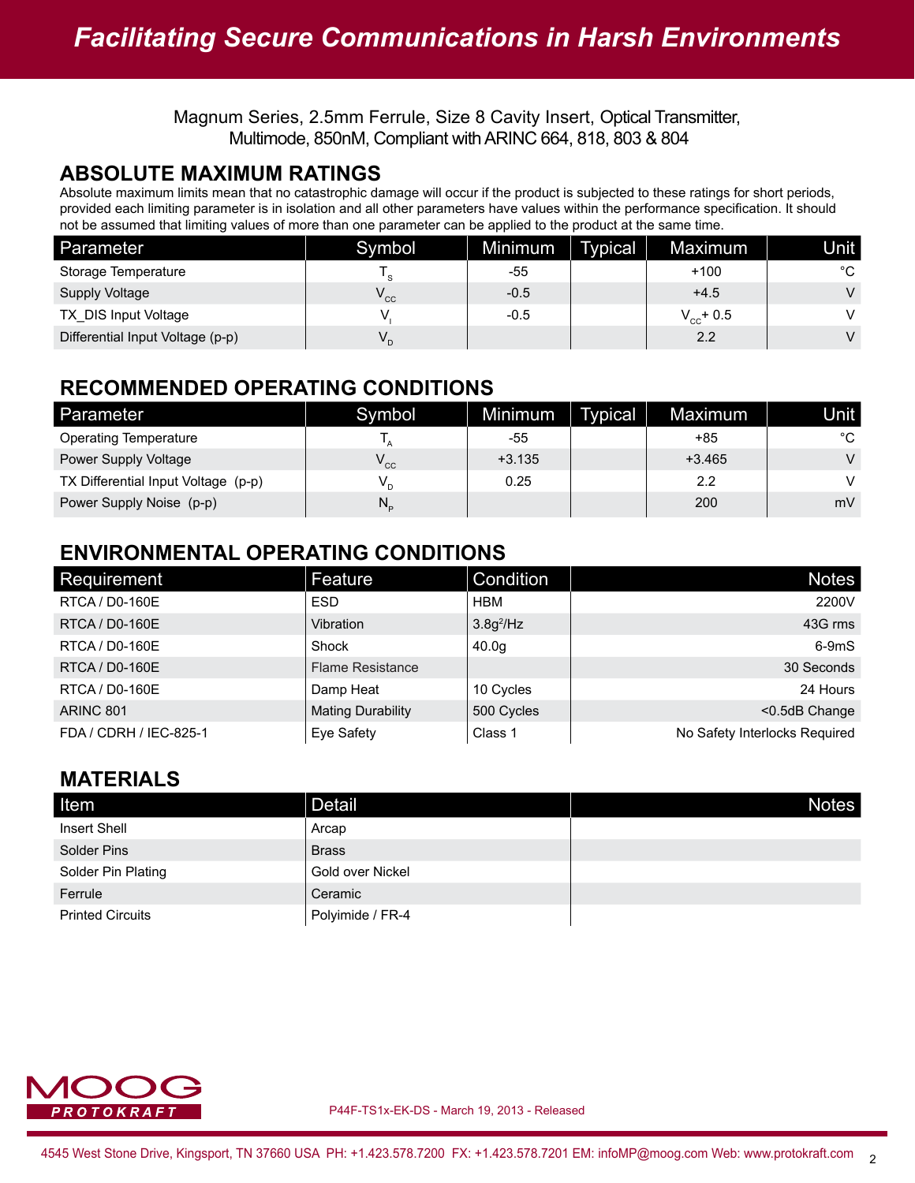Magnum Series, 2.5mm Ferrule, Size 8 Cavity Insert, Optical Transmitter, Multimode, 850nM, Compliant with ARINC 664, 818, 803 & 804

## ABSOLUTE MAXIMUM RATINGS

Absolute maximum limits mean that no catastrophic damage will occur if the product is subjected to these ratings for short periods, provided each limiting parameter is in isolation and all other parameters have values within the performance specification. It should not be assumed that limiting values of more than one parameter can be applied to the product at the same time.

| Parameter | Symbol | Minimum | Typical | Maximum | Unit |
|---|---|---|---|---|---|
| Storage Temperature | $T_S$ | -55 | | +100 | °C |
| Supply Voltage | $V_{CC}$ | -0.5 | | +4.5 | V |
| TX_DIS Input Voltage | $V_I$ | -0.5 | | $V_{CC}$+ 0.5 | V |
| Differential Input Voltage (p-p) | $V_D$ | | | 2.2 | V |

## RECOMMENDED OPERATING CONDITIONS

| Parameter | Symbol | Minimum | Typical | Maximum | Unit |
|---|---|---|---|---|---|
| Operating Temperature | $T_A$ | -55 | | +85 | °C |
| Power Supply Voltage | $V_{CC}$ | +3.135 | | +3.465 | V |
| TX Differential Input Voltage (p-p) | $V_D$ | 0.25 | | 2.2 | V |
| Power Supply Noise (p-p) | $N_P$ | | | 200 | mV |

## ENVIRONMENTAL OPERATING CONDITIONS

| Requirement | Feature | Condition | Notes |
|---|---|---|---|
| RTCA / D0-160E | ESD | HBM | 2200V |
| RTCA / D0-160E | Vibration | $3.8g^2/Hz$ | 43G rms |
| RTCA / D0-160E | Shock | 40.0g | 6-9mS |
| RTCA / D0-160E | Flame Resistance | | 30 Seconds |
| RTCA / D0-160E | Damp Heat | 10 Cycles | 24 Hours |
| ARINC 801 | Mating Durability | 500 Cycles | <0.5dB Change |
| FDA / CDRH / IEC-825-1 | Eye Safety | Class 1 | No Safety Interlocks Required |

## MATERIALS

| Item | Detail | Notes |
|---|---|---|
| Insert Shell | Arcap | |
| Solder Pins | Brass | |
| Solder Pin Plating | Gold over Nickel | |
| Ferrule | Ceramic | |
| Printed Circuits | Polyimide / FR-4 | |

P44F-TS1x-EK-DS - March 19, 2013 - Released

4545 West Stone Drive, Kingsport, TN 37660 USA PH: +1.423.578.7200 FX: +1.423.578.7201 EM: infoMP@moog.com Web: www.protokraft.com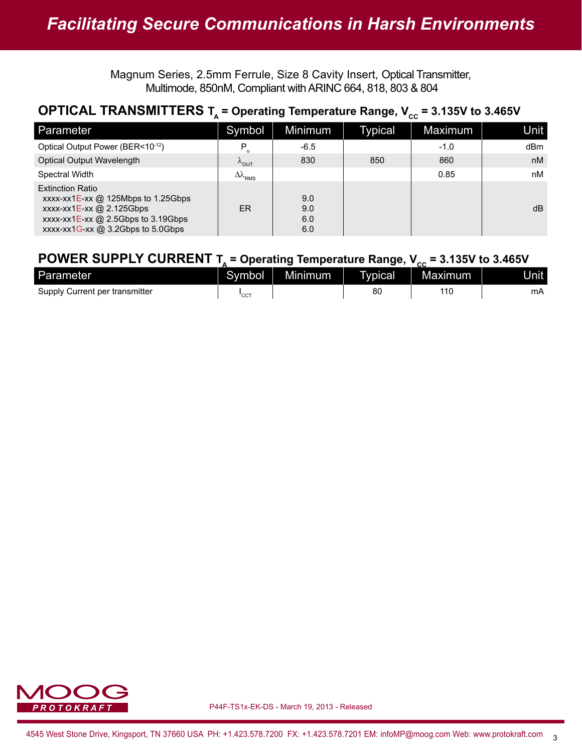Magnum Series, 2.5mm Ferrule, Size 8 Cavity Insert, Optical Transmitter, Multimode, 850nM, Compliant with ARINC 664, 818, 803 & 804

## OPTICAL TRANSMITTERS $T_A$ = Operating Temperature Range, $V_{CC}$ = 3.135V to 3.465V

| Parameter | Symbol | Minimum | Typical | Maximum | Unit |
|---|---|---|---|---|---|
| Optical Output Power (BER<$10^{-12}$) | $P_o$ | -6.5 | | -1.0 | dBm |
| Optical Output Wavelength | $\lambda_{OUT}$ | 830 | 850 | 860 | nM |
| Spectral Width | $\Delta\lambda_{RMS}$ | | | 0.85 | nM |
| Extinction Ratio<br>xxxx-xx1E-xx @ 125Mbps to 1.25Gbps<br>xxxx-xx1E-xx @ 2.125Gbps<br>xxxx-xx1E-xx @ 2.5Gbps to 3.19Gbps<br>xxxx-xx1G-xx @ 3.2Gbps to 5.0Gbps | ER | <br>9.0<br>9.0<br>6.0<br>6.0 | | | dB |

## POWER SUPPLY CURRENT $T_A$ = Operating Temperature Range, $V_{CC}$ = 3.135V to 3.465V

| Parameter | Symbol | Minimum | Typical | Maximum | Unit |
|---|---|---|---|---|---|
| Supply Current per transmitter | $I_{CCT}$ | | 80 | 110 | mA |

P44F-TS1x-EK-DS - March 19, 2013 - Released

4545 West Stone Drive, Kingsport, TN 37660 USA PH: +1.423.578.7200 FX: +1.423.578.7201 EM: infoMP@moog.com Web: www.protokraft.com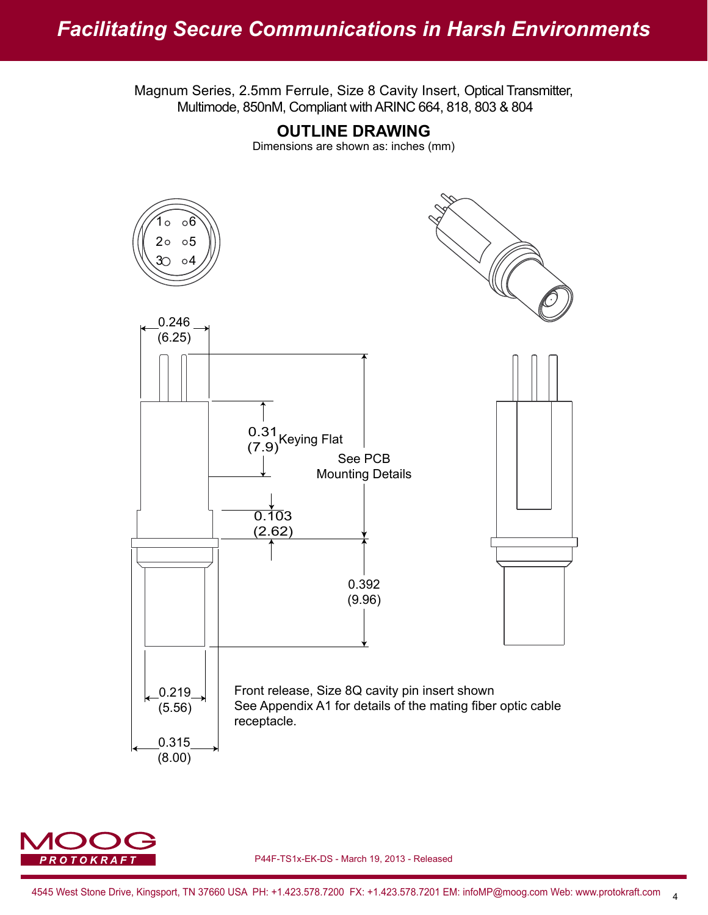Magnum Series, 2.5mm Ferrule, Size 8 Cavity Insert, Optical Transmitter, Multimode, 850nM, Compliant with ARINC 664, 818, 803 & 804

## OUTLINE DRAWING

Dimensions are shown as: inches (mm)

1 6
2 5
3 4

0.246 (6.25)

0.31 (7.9) Keying Flat

See PCB Mounting Details

0.103 (2.62)

0.392 (9.96)

0.219 (5.56)

0.315 (8.00)

Front release, Size 8Q cavity pin insert shown
See Appendix A1 for details of the mating fiber optic cable receptacle.

P44F-TS1x-EK-DS - March 19, 2013 - Released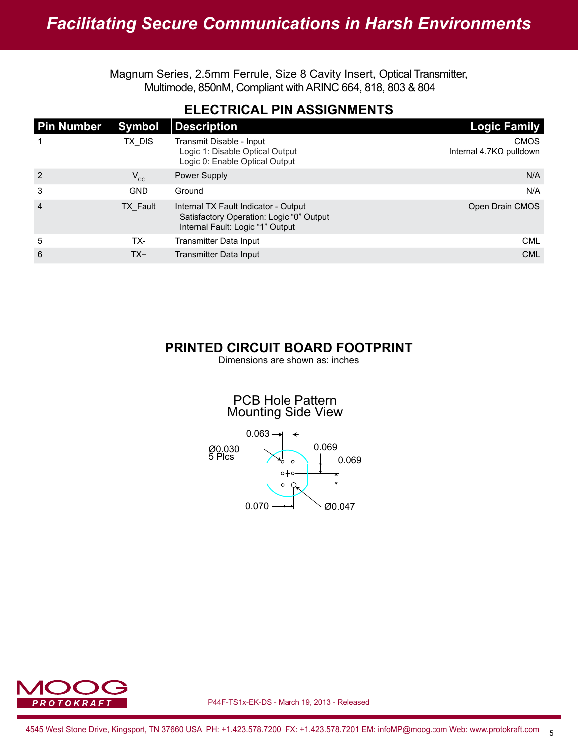Magnum Series, 2.5mm Ferrule, Size 8 Cavity Insert, Optical Transmitter, Multimode, 850nM, Compliant with ARINC 664, 818, 803 & 804

## ELECTRICAL PIN ASSIGNMENTS

| Pin Number | Symbol | Description | Logic Family |
|---|---|---|---|
| 1 | TX_DIS | Transmit Disable - Input<br>Logic 1: Disable Optical Output<br>Logic 0: Enable Optical Output | CMOS<br>Internal 4.7KΩ pulldown |
| 2 | $V_{CC}$ | Power Supply | N/A |
| 3 | GND | Ground | N/A |
| 4 | TX_Fault | Internal TX Fault Indicator - Output<br>Satisfactory Operation: Logic “0” Output<br>Internal Fault: Logic “1” Output | Open Drain CMOS |
| 5 | TX- | Transmitter Data Input | CML |
| 6 | TX+ | Transmitter Data Input | CML |

## PRINTED CIRCUIT BOARD FOOTPRINT

Dimensions are shown as: inches

PCB Hole Pattern
Mounting Side View

0.063

Ø0.030
5 Plcs

0.069

0.069

0.070

Ø0.047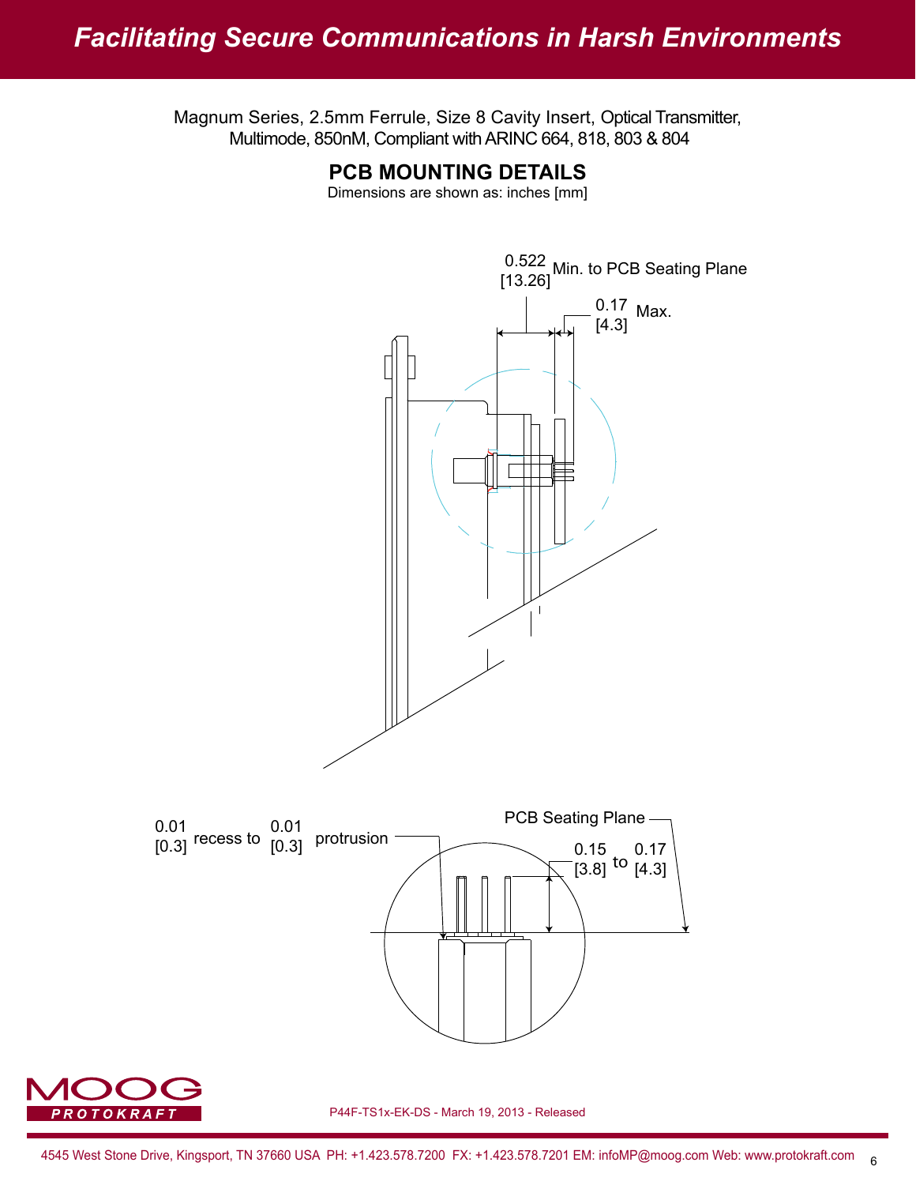Magnum Series, 2.5mm Ferrule, Size 8 Cavity Insert, Optical Transmitter, Multimode, 850nM, Compliant with ARINC 664, 818, 803 & 804

## PCB MOUNTING DETAILS

Dimensions are shown as: inches [mm]

0.522 [13.26] Min. to PCB Seating Plane

0.17 [4.3] Max.

0.01 [0.3] recess to 0.01 [0.3] protrusion

PCB Seating Plane

0.15 [3.8] to 0.17 [4.3]

P44F-TS1x-EK-DS - March 19, 2013 - Released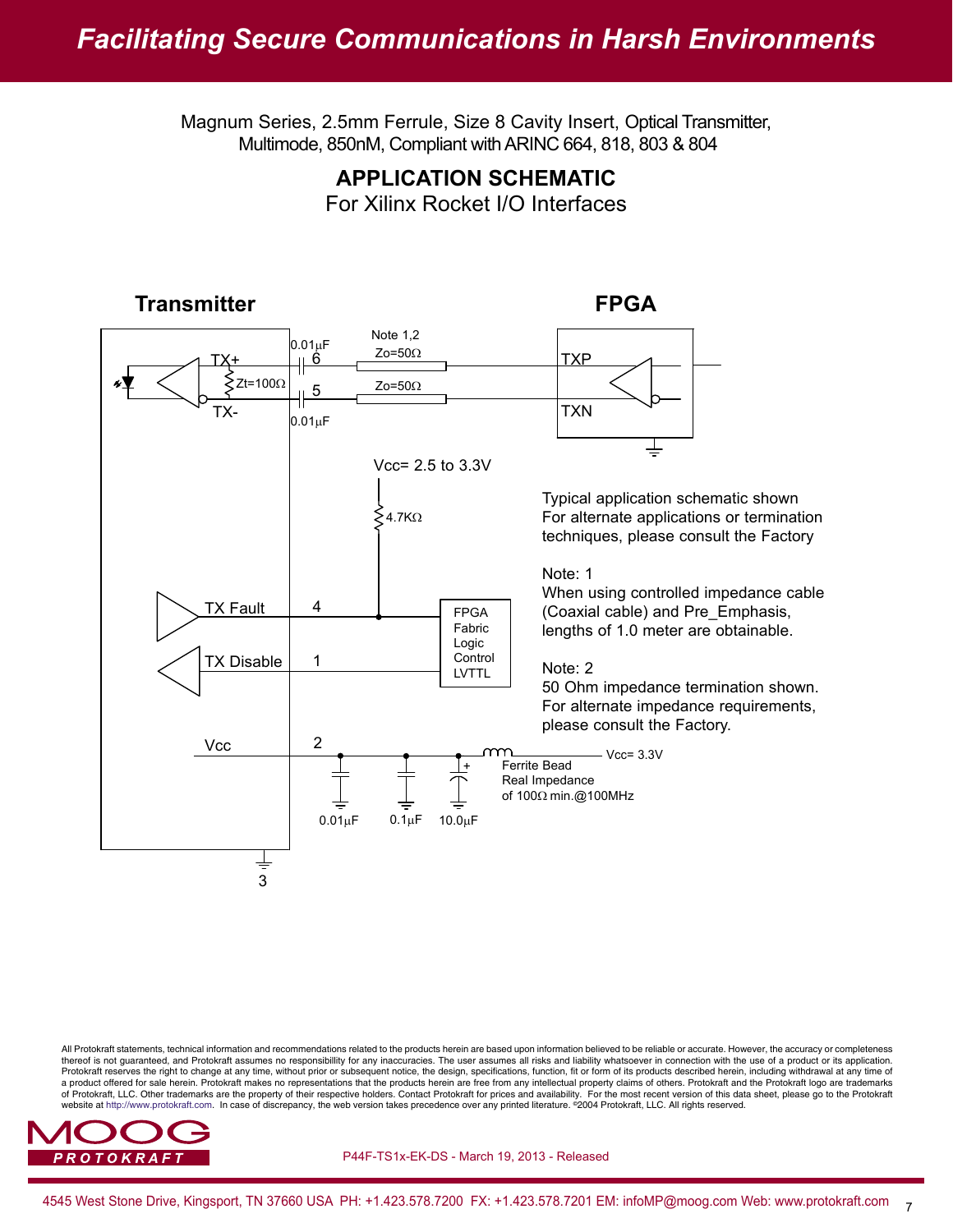Magnum Series, 2.5mm Ferrule, Size 8 Cavity Insert, Optical Transmitter, Multimode, 850nM, Compliant with ARINC 664, 818, 803 & 804

## APPLICATION SCHEMATIC

For Xilinx Rocket I/O Interfaces

**Transmitter**

**FPGA**

0.01μF

Note 1,2

Zo=50Ω

TX+

6

TXP

Zt=100Ω

Zo=50Ω

5

TX-

TXN

0.01μF

Vcc= 2.5 to 3.3V

4.7KΩ

TX Fault

4

TX Disable

1

FPGA Fabric Logic Control LVTTL

Vcc

2

Vcc= 3.3V

Ferrite Bead Real Impedance of 100Ω min.@100MHz

0.01μF

0.1μF

10.0μF

3

Typical application schematic shown
For alternate applications or termination techniques, please consult the Factory

Note: 1
When using controlled impedance cable (Coaxial cable) and Pre_Emphasis, lengths of 1.0 meter are obtainable.

Note: 2
50 Ohm impedance termination shown. For alternate impedance requirements, please consult the Factory.

All Protokraft statements, technical information and recommendations related to the products herein are based upon information believed to be reliable or accurate. However, the accuracy or completeness thereof is not guaranteed, and Protokraft assumes no responsibillity for any inaccuracies. The user assumes all risks and liability whatsoever in connection with the use of a product or its application. Protokraft reserves the right to change at any time, without prior or subsequent notice, the design, specifications, function, fit or form of its products described herein, including withdrawal at any time of a product offered for sale herein. Protokraft makes no representations that the products herein are free from any intellectual property claims of others. Protokraft and the Protokraft logo are trademarks of Protokraft, LLC. Other trademarks are the property of their respective holders. Contact Protokraft for prices and availability. For the most recent version of this data sheet, please go to the Protokraft website at http://www.protokraft.com. In case of discrepancy, the web version takes precedence over any printed literature. ©2004 Protokraft, LLC. All rights reserved.

P44F-TS1x-EK-DS - March 19, 2013 - Released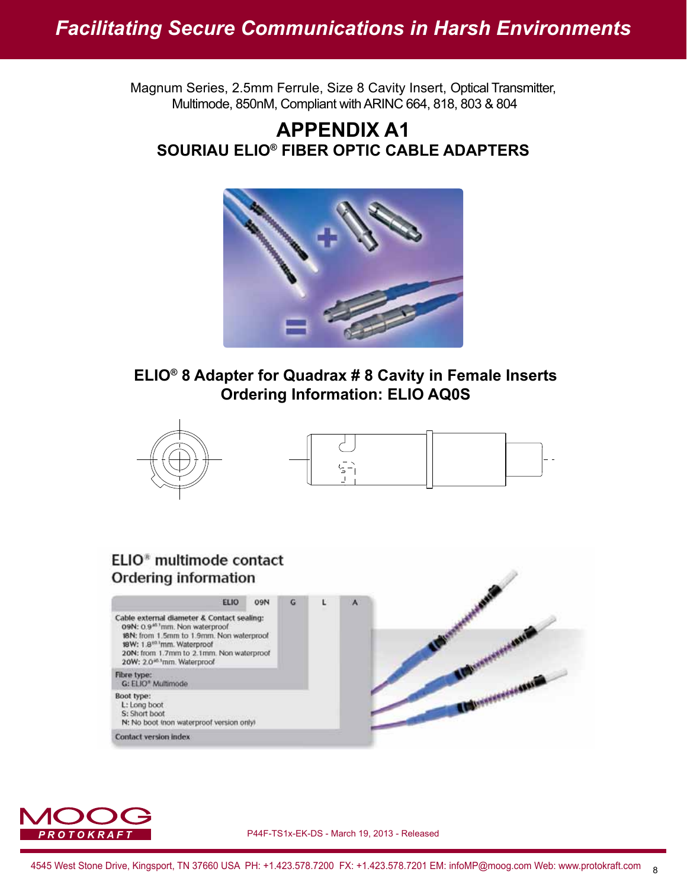Magnum Series, 2.5mm Ferrule, Size 8 Cavity Insert, Optical Transmitter, Multimode, 850nM, Compliant with ARINC 664, 818, 803 & 804

# APPENDIX A1

## SOURIAU ELIO® FIBER OPTIC CABLE ADAPTERS

### ELIO® 8 Adapter for Quadrax # 8 Cavity in Female Inserts
### Ordering Information: ELIO AQ0S

**ELIO® multimode contact**
**Ordering information**

| ELIO | 09N | G | L | A |
|---|---|---|---|---|
| **Cable external diameter & Contact sealing:** 09N: 0.9$^{\pm 0.1}$mm. Non waterproof; 18N: from 1.5mm to 1.9mm. Non waterproof; 18W: 1.8$^{\pm 0.1}$mm. Waterproof; 20N: from 1.7mm to 2.1mm. Non waterproof; 20W: 2.0$^{\pm 0.1}$mm. Waterproof | | | | |
| **Fibre type:** G: ELIO® Multimode | | | | |
| **Boot type:** L: Long boot; S: Short boot; N: No boot (non waterproof version only) | | | | |
| **Contact version index** | | | | |

P44F-TS1x-EK-DS - March 19, 2013 - Released

4545 West Stone Drive, Kingsport, TN 37660 USA PH: +1.423.578.7200 FX: +1.423.578.7201 EM: infoMP@moog.com Web: www.protokraft.com